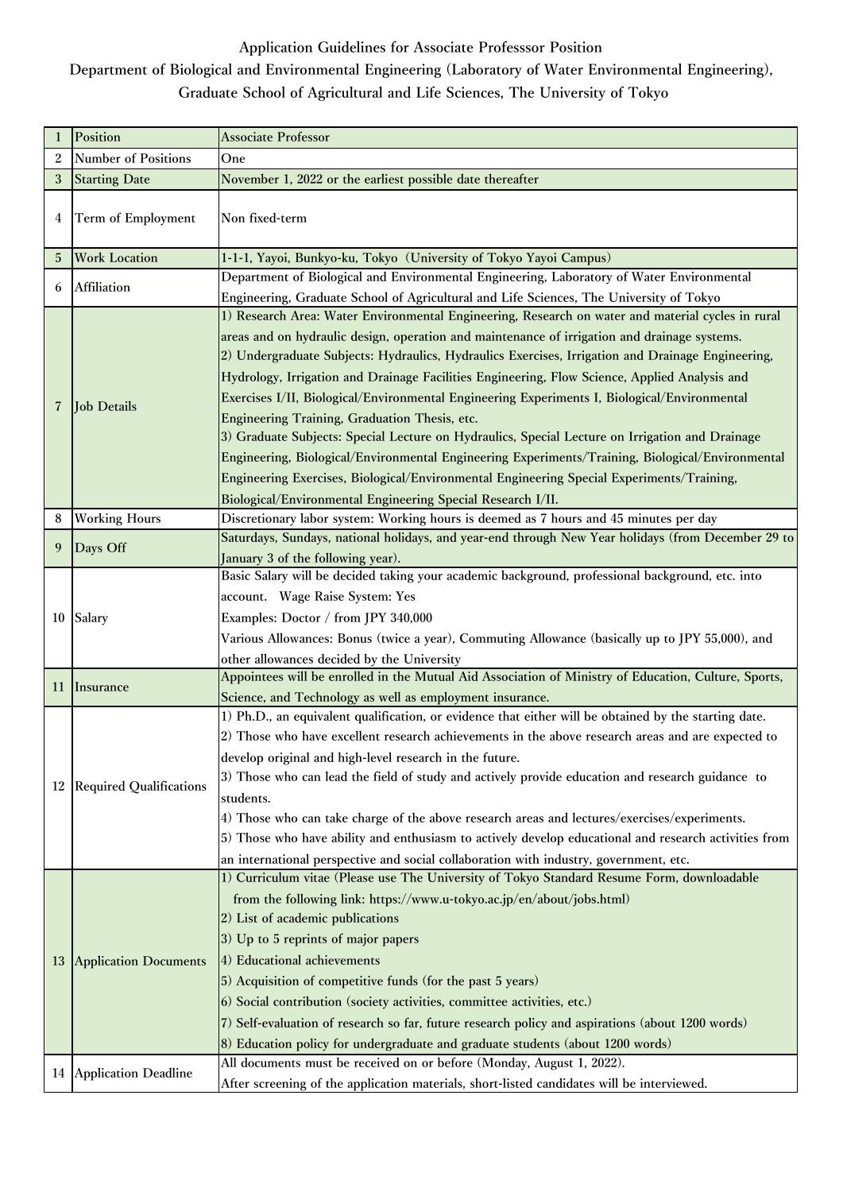# Application Guidelines for Associate Professsor Position

## Department of Biological and Environmental Engineering (Laboratory of Water Environmental Engineering), Graduate School of Agricultural and Life Sciences, The University of Tokyo

| | | |
|---|---|---|
| 1 | Position | Associate Professor |
| 2 | Number of Positions | One |
| 3 | Starting Date | November 1, 2022 or the earliest possible date thereafter |
| 4 | Term of Employment | Non fixed-term |
| 5 | Work Location | 1-1-1, Yayoi, Bunkyo-ku, Tokyo（University of Tokyo Yayoi Campus） |
| 6 | Affiliation | Department of Biological and Environmental Engineering, Laboratory of Water Environmental Engineering, Graduate School of Agricultural and Life Sciences, The University of Tokyo |
| 7 | Job Details | 1) Research Area: Water Environmental Engineering, Research on water and material cycles in rural areas and on hydraulic design, operation and maintenance of irrigation and drainage systems.<br>2) Undergraduate Subjects: Hydraulics, Hydraulics Exercises, Irrigation and Drainage Engineering, Hydrology, Irrigation and Drainage Facilities Engineering, Flow Science, Applied Analysis and Exercises I/II, Biological/Environmental Engineering Experiments I, Biological/Environmental Engineering Training, Graduation Thesis, etc.<br>3) Graduate Subjects: Special Lecture on Hydraulics, Special Lecture on Irrigation and Drainage Engineering, Biological/Environmental Engineering Experiments/Training, Biological/Environmental Engineering Exercises, Biological/Environmental Engineering Special Experiments/Training, Biological/Environmental Engineering Special Research I/II. |
| 8 | Working Hours | Discretionary labor system: Working hours is deemed as 7 hours and 45 minutes per day |
| 9 | Days Off | Saturdays, Sundays, national holidays, and year-end through New Year holidays (from December 29 to January 3 of the following year). |
| 10 | Salary | Basic Salary will be decided taking your academic background, professional background, etc. into account.　Wage Raise System: Yes<br>Examples: Doctor / from JPY 340,000<br>Various Allowances: Bonus (twice a year), Commuting Allowance (basically up to JPY 55,000), and other allowances decided by the University |
| 11 | Insurance | Appointees will be enrolled in the Mutual Aid Association of Ministry of Education, Culture, Sports, Science, and Technology as well as employment insurance. |
| 12 | Required Qualifications | 1) Ph.D., an equivalent qualification, or evidence that either will be obtained by the starting date.<br>2) Those who have excellent research achievements in the above research areas and are expected to develop original and high-level research in the future.<br>3) Those who can lead the field of study and actively provide education and research guidance to students.<br>4) Those who can take charge of the above research areas and lectures/exercises/experiments.<br>5) Those who have ability and enthusiasm to actively develop educational and research activities from an international perspective and social collaboration with industry, government, etc. |
| 13 | Application Documents | 1) Curriculum vitae (Please use The University of Tokyo Standard Resume Form, downloadable from the following link: https://www.u-tokyo.ac.jp/en/about/jobs.html)<br>2) List of academic publications<br>3) Up to 5 reprints of major papers<br>4) Educational achievements<br>5) Acquisition of competitive funds (for the past 5 years)<br>6) Social contribution (society activities, committee activities, etc.)<br>7) Self-evaluation of research so far, future research policy and aspirations (about 1200 words)<br>8) Education policy for undergraduate and graduate students (about 1200 words) |
| 14 | Application Deadline | All documents must be received on or before (Monday, August 1, 2022).<br>After screening of the application materials, short-listed candidates will be interviewed. |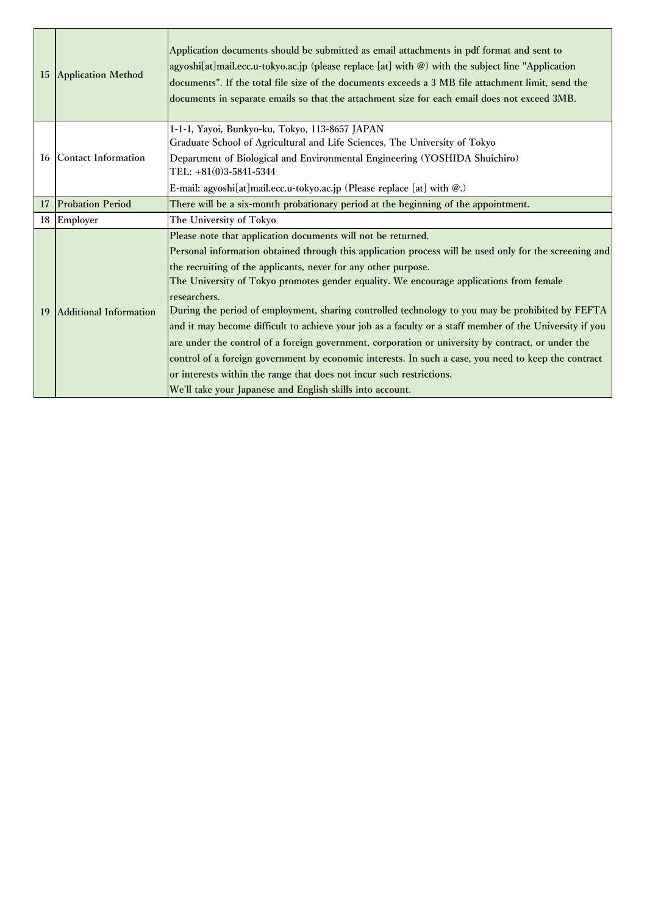| | | |
|---|---|---|
| 15 | Application Method | Application documents should be submitted as email attachments in pdf format and sent to agyoshi[at]mail.ecc.u-tokyo.ac.jp (please replace [at] with @) with the subject line "Application documents". If the total file size of the documents exceeds a 3 MB file attachment limit, send the documents in separate emails so that the attachment size for each email does not exceed 3MB. |
| 16 | Contact Information | 1-1-1, Yayoi, Bunkyo-ku, Tokyo, 113-8657 JAPAN<br>Graduate School of Agricultural and Life Sciences, The University of Tokyo<br>Department of Biological and Environmental Engineering (YOSHIDA Shuichiro)<br>TEL: +81(0)3-5841-5344<br>E-mail: agyoshi[at]mail.ecc.u-tokyo.ac.jp (Please replace [at] with @.) |
| 17 | Probation Period | There will be a six-month probationary period at the beginning of the appointment. |
| 18 | Employer | The University of Tokyo |
| 19 | Additional Information | Please note that application documents will not be returned.<br>Personal information obtained through this application process will be used only for the screening and the recruiting of the applicants, never for any other purpose.<br>The University of Tokyo promotes gender equality. We encourage applications from female researchers.<br>During the period of employment, sharing controlled technology to you may be prohibited by FEFTA and it may become difficult to achieve your job as a faculty or a staff member of the University if you are under the control of a foreign government, corporation or university by contract, or under the control of a foreign government by economic interests. In such a case, you need to keep the contract or interests within the range that does not incur such restrictions.<br>We'll take your Japanese and English skills into account. |